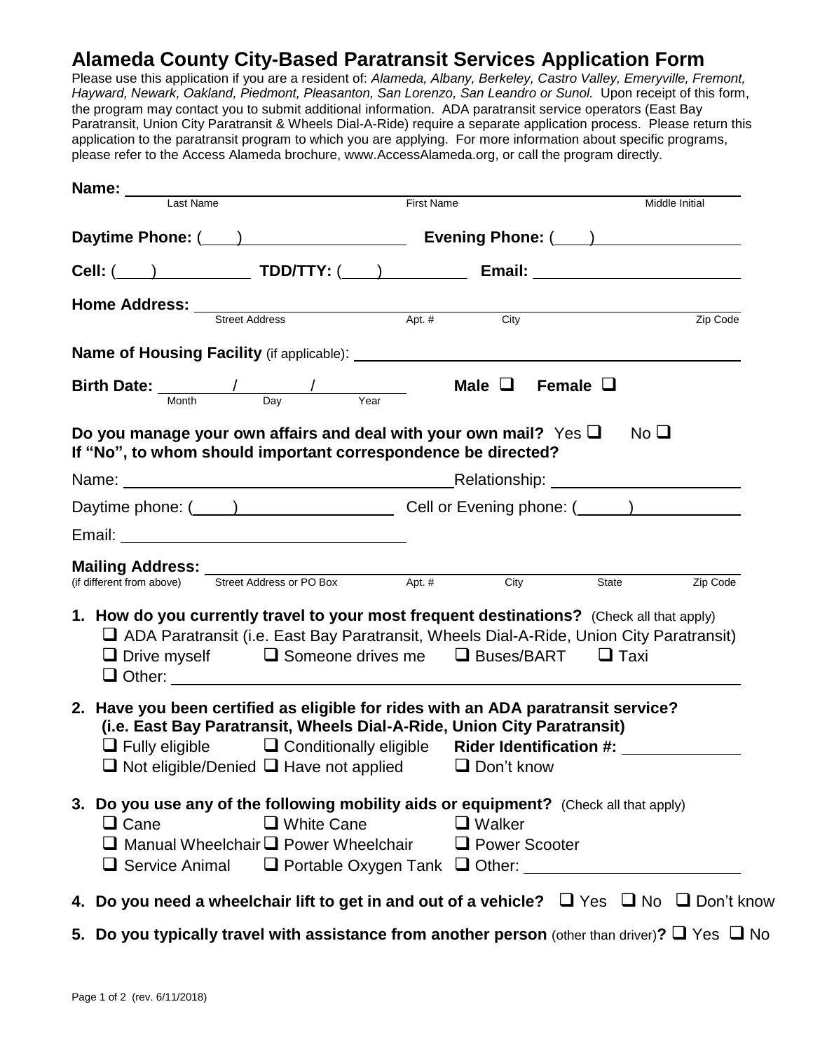# Alameda County City-Based Paratransit Services Application Form

Please use this application if you are a resident of: *Alameda, Albany, Berkeley, Castro Valley, Emeryville, Fremont, Hayward, Newark, Oakland, Piedmont, Pleasanton, San Lorenzo, San Leandro or Sunol.* Upon receipt of this form, the program may contact you to submit additional information. ADA paratransit service operators (East Bay Paratransit, Union City Paratransit & Wheels Dial-A-Ride) require a separate application process. Please return this application to the paratransit program to which you are applying. For more information about specific programs, please refer to the Access Alameda brochure, www.AccessAlameda.org, or call the program directly.

**Name:** ______________________________________________
Last Name &nbsp;&nbsp;&nbsp; First Name &nbsp;&nbsp;&nbsp; Middle Initial

**Daytime Phone:** (____) ________________ **Evening Phone:** (____) ________________

**Cell:** (____) ____________ **TDD/TTY:** (____) ____________ **Email:** ____________________

**Home Address:** ______________________________________________
Street Address &nbsp;&nbsp;&nbsp; Apt. # &nbsp;&nbsp;&nbsp; City &nbsp;&nbsp;&nbsp; Zip Code

**Name of Housing Facility** (if applicable): ______________________________________________

**Birth Date:** ______ / ______ / ______ &nbsp;&nbsp;&nbsp; **Male** ❑ &nbsp;&nbsp; **Female** ❑
Month &nbsp;&nbsp; Day &nbsp;&nbsp; Year

**Do you manage your own affairs and deal with your own mail?** Yes ❑ &nbsp;&nbsp; No ❑
**If "No", to whom should important correspondence be directed?**

Name: ______________________________ Relationship: ____________________

Daytime phone: (_____) ________________ Cell or Evening phone: (______) ____________

Email: ______________________________

**Mailing Address:** ______________________________________________
(if different from above) &nbsp;&nbsp; Street Address or PO Box &nbsp;&nbsp;&nbsp; Apt. # &nbsp;&nbsp;&nbsp; City &nbsp;&nbsp;&nbsp; State &nbsp;&nbsp;&nbsp; Zip Code

1. **How do you currently travel to your most frequent destinations?** (Check all that apply)
   - ❑ ADA Paratransit (i.e. East Bay Paratransit, Wheels Dial-A-Ride, Union City Paratransit)
   - ❑ Drive myself &nbsp;&nbsp; ❑ Someone drives me &nbsp;&nbsp; ❑ Buses/BART &nbsp;&nbsp; ❑ Taxi
   - ❑ Other: ______________________________________________

2. **Have you been certified as eligible for rides with an ADA paratransit service? (i.e. East Bay Paratransit, Wheels Dial-A-Ride, Union City Paratransit)**
   - ❑ Fully eligible &nbsp;&nbsp; ❑ Conditionally eligible &nbsp;&nbsp; **Rider Identification #:** ____________
   - ❑ Not eligible/Denied &nbsp;&nbsp; ❑ Have not applied &nbsp;&nbsp; ❑ Don't know

3. **Do you use any of the following mobility aids or equipment?** (Check all that apply)
   - ❑ Cane &nbsp;&nbsp; ❑ White Cane &nbsp;&nbsp; ❑ Walker
   - ❑ Manual Wheelchair &nbsp;&nbsp; ❑ Power Wheelchair &nbsp;&nbsp; ❑ Power Scooter
   - ❑ Service Animal &nbsp;&nbsp; ❑ Portable Oxygen Tank &nbsp;&nbsp; ❑ Other: ____________________

4. **Do you need a wheelchair lift to get in and out of a vehicle?** ❑ Yes ❑ No ❑ Don't know

5. **Do you typically travel with assistance from another person** (other than driver)**?** ❑ Yes ❑ No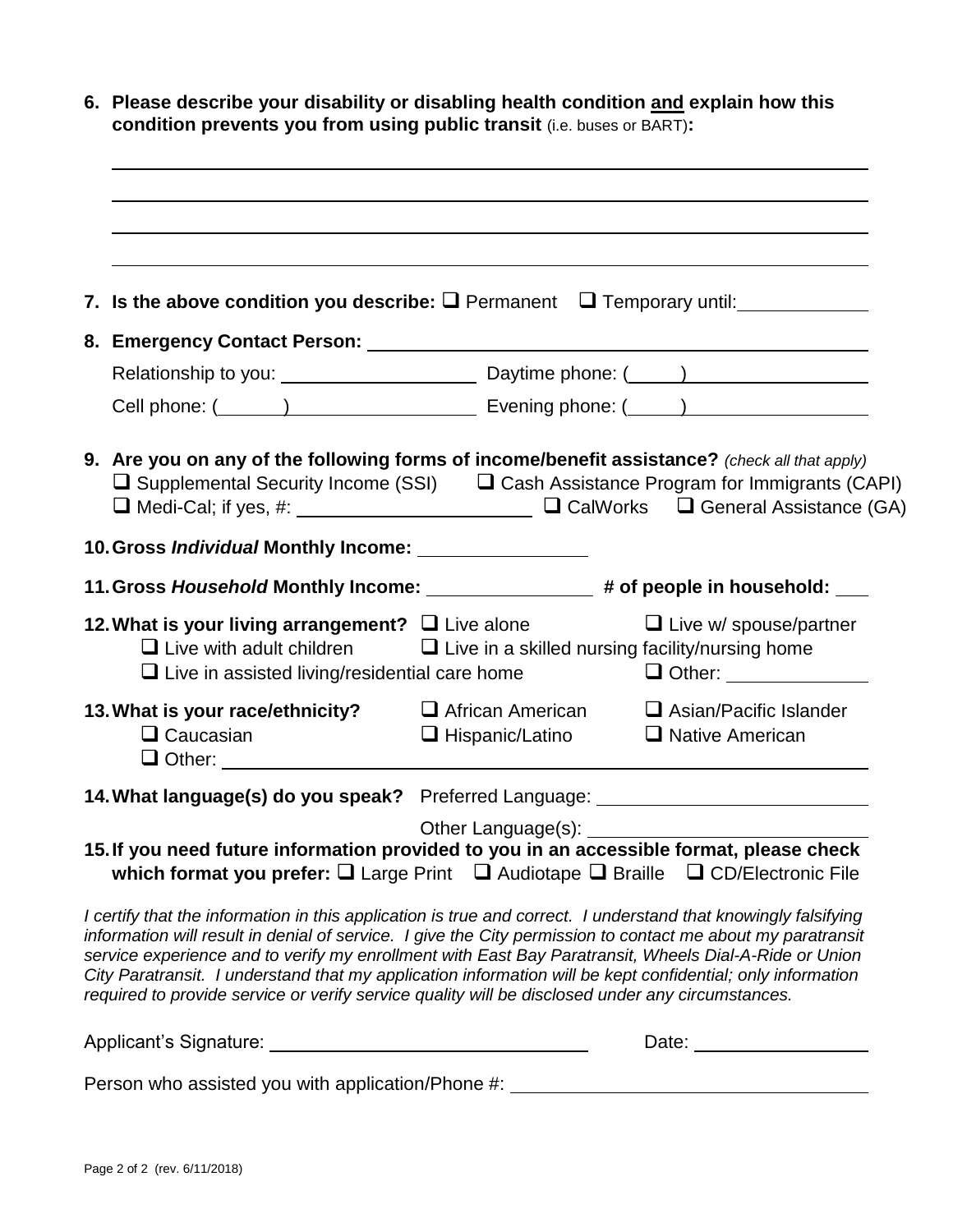6. **Please describe your disability or disabling health condition <u>and</u> explain how this condition prevents you from using public transit** (i.e. buses or BART)**:**

______________________________________________________________________________

______________________________________________________________________________

______________________________________________________________________________

______________________________________________________________________________

7. **Is the above condition you describe:** ❑ Permanent ❑ Temporary until: ____________

8. **Emergency Contact Person:** ______________________________________________

   Relationship to you: __________________ Daytime phone: (_____) _______________

   Cell phone: (______) __________________ Evening phone: (_____) _______________

9. **Are you on any of the following forms of income/benefit assistance?** *(check all that apply)*
   ❑ Supplemental Security Income (SSI) ❑ Cash Assistance Program for Immigrants (CAPI)
   ❑ Medi-Cal; if yes, #: ______________________ ❑ CalWorks ❑ General Assistance (GA)

10. **Gross *Individual* Monthly Income:** _______________

11. **Gross *Household* Monthly Income:** _______________ **# of people in household:** ___

12. **What is your living arrangement?** ❑ Live alone ❑ Live w/ spouse/partner
    ❑ Live with adult children ❑ Live in a skilled nursing facility/nursing home
    ❑ Live in assisted living/residential care home ❑ Other: _____________

13. **What is your race/ethnicity?** ❑ African American ❑ Asian/Pacific Islander
    ❑ Caucasian ❑ Hispanic/Latino ❑ Native American
    ❑ Other: ______________________________________________

14. **What language(s) do you speak?** Preferred Language: _________________________

    Other Language(s): _________________________

15. **If you need future information provided to you in an accessible format, please check which format you prefer:** ❑ Large Print ❑ Audiotape ❑ Braille ❑ CD/Electronic File

*I certify that the information in this application is true and correct. I understand that knowingly falsifying information will result in denial of service. I give the City permission to contact me about my paratransit service experience and to verify my enrollment with East Bay Paratransit, Wheels Dial-A-Ride or Union City Paratransit. I understand that my application information will be kept confidential; only information required to provide service or verify service quality will be disclosed under any circumstances.*

Applicant's Signature: ______________________________ Date: _________________

Person who assisted you with application/Phone #: ___________________________________

(rev. 6/11/2018)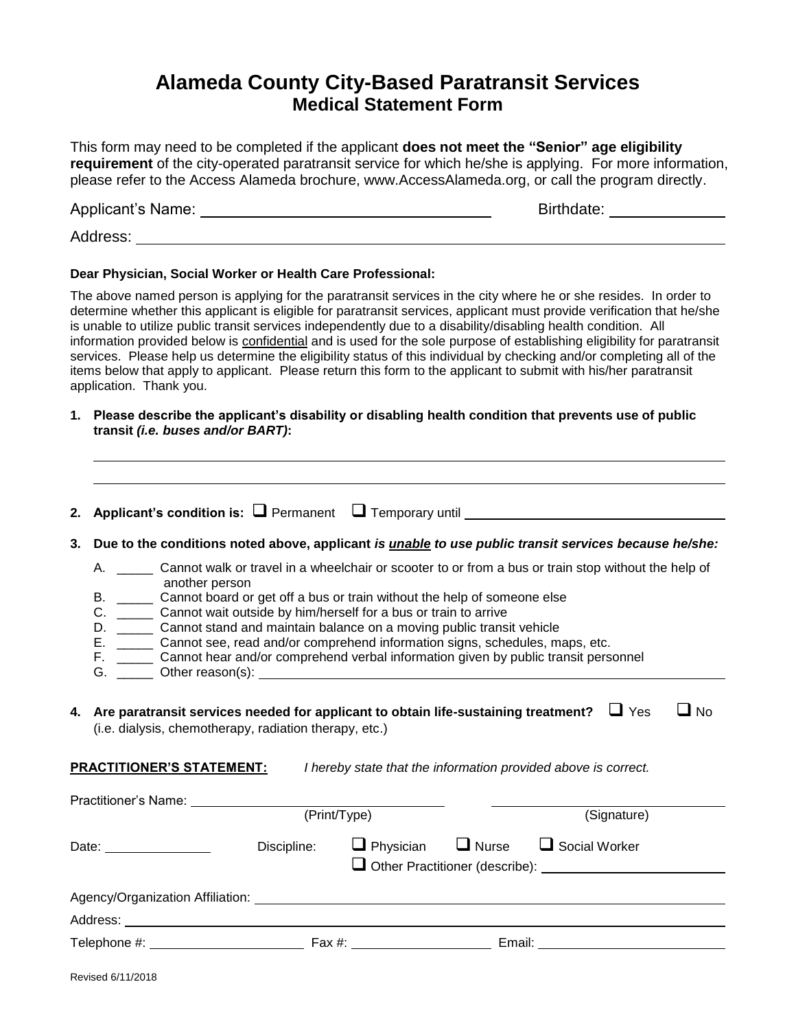# Alameda County City-Based Paratransit Services

## Medical Statement Form

This form may need to be completed if the applicant **does not meet the "Senior" age eligibility requirement** of the city-operated paratransit service for which he/she is applying. For more information, please refer to the Access Alameda brochure, www.AccessAlameda.org, or call the program directly.

Applicant's Name: ______________________________ Birthdate: ____________

Address: ____________________________________________________________

**Dear Physician, Social Worker or Health Care Professional:**

The above named person is applying for the paratransit services in the city where he or she resides. In order to determine whether this applicant is eligible for paratransit services, applicant must provide verification that he/she is unable to utilize public transit services independently due to a disability/disabling health condition. All information provided below is confidential and is used for the sole purpose of establishing eligibility for paratransit services. Please help us determine the eligibility status of this individual by checking and/or completing all of the items below that apply to applicant. Please return this form to the applicant to submit with his/her paratransit application. Thank you.

1. **Please describe the applicant's disability or disabling health condition that prevents use of public transit *(i.e. buses and/or BART)*:**

   ____________________________________________________________

   ____________________________________________________________

2. **Applicant's condition is:** ☐ Permanent ☐ Temporary until ______________________

3. **Due to the conditions noted above, applicant *is unable to use public transit services because he/she:***

   A. _____ Cannot walk or travel in a wheelchair or scooter to or from a bus or train stop without the help of another person
   B. _____ Cannot board or get off a bus or train without the help of someone else
   C. _____ Cannot wait outside by him/herself for a bus or train to arrive
   D. _____ Cannot stand and maintain balance on a moving public transit vehicle
   E. _____ Cannot see, read and/or comprehend information signs, schedules, maps, etc.
   F. _____ Cannot hear and/or comprehend verbal information given by public transit personnel
   G. _____ Other reason(s): ______________________________________________

4. **Are paratransit services needed for applicant to obtain life-sustaining treatment?** ☐ Yes ☐ No
   (i.e. dialysis, chemotherapy, radiation therapy, etc.)

**PRACTITIONER'S STATEMENT:** *I hereby state that the information provided above is correct.*

Practitioner's Name: ______________________________ ______________________________
(Print/Type) (Signature)

Date: ______________ Discipline: ☐ Physician ☐ Nurse ☐ Social Worker
☐ Other Practitioner (describe): ______________________

Agency/Organization Affiliation: ____________________________________________

Address: ____________________________________________________________

Telephone #: __________________ Fax #: __________________ Email: ______________________

Revised 6/11/2018